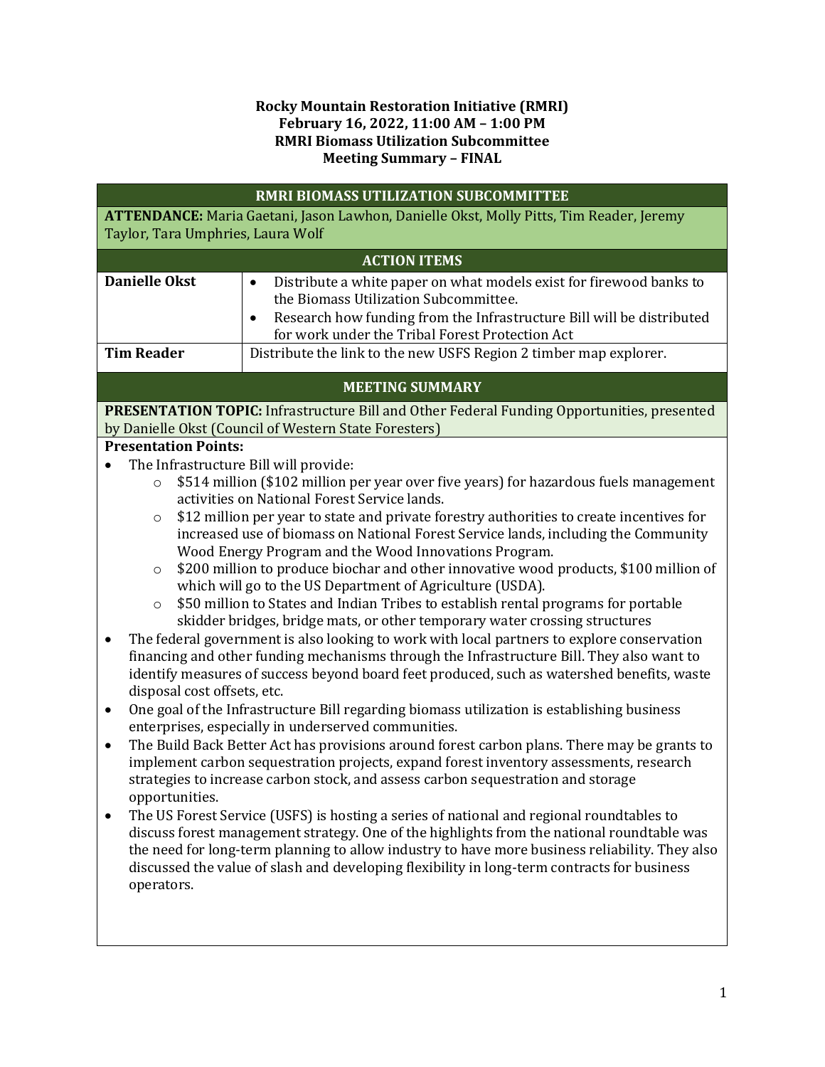**Rocky Mountain Restoration Initiative (RMRI)**
**February 16, 2022, 11:00 AM – 1:00 PM**
**RMRI Biomass Utilization Subcommittee**
**Meeting Summary – FINAL**

## RMRI BIOMASS UTILIZATION SUBCOMMITTEE

**ATTENDANCE:** Maria Gaetani, Jason Lawhon, Danielle Okst, Molly Pitts, Tim Reader, Jeremy Taylor, Tara Umphries, Laura Wolf

## ACTION ITEMS

| | |
|---|---|
| **Danielle Okst** | • Distribute a white paper on what models exist for firewood banks to the Biomass Utilization Subcommittee.<br>• Research how funding from the Infrastructure Bill will be distributed for work under the Tribal Forest Protection Act |
| **Tim Reader** | Distribute the link to the new USFS Region 2 timber map explorer. |

## MEETING SUMMARY

**PRESENTATION TOPIC:** Infrastructure Bill and Other Federal Funding Opportunities, presented by Danielle Okst (Council of Western State Foresters)

**Presentation Points:**

- The Infrastructure Bill will provide:
  - $514 million ($102 million per year over five years) for hazardous fuels management activities on National Forest Service lands.
  - $12 million per year to state and private forestry authorities to create incentives for increased use of biomass on National Forest Service lands, including the Community Wood Energy Program and the Wood Innovations Program.
  - $200 million to produce biochar and other innovative wood products, $100 million of which will go to the US Department of Agriculture (USDA).
  - $50 million to States and Indian Tribes to establish rental programs for portable skidder bridges, bridge mats, or other temporary water crossing structures
- The federal government is also looking to work with local partners to explore conservation financing and other funding mechanisms through the Infrastructure Bill. They also want to identify measures of success beyond board feet produced, such as watershed benefits, waste disposal cost offsets, etc.
- One goal of the Infrastructure Bill regarding biomass utilization is establishing business enterprises, especially in underserved communities.
- The Build Back Better Act has provisions around forest carbon plans. There may be grants to implement carbon sequestration projects, expand forest inventory assessments, research strategies to increase carbon stock, and assess carbon sequestration and storage opportunities.
- The US Forest Service (USFS) is hosting a series of national and regional roundtables to discuss forest management strategy. One of the highlights from the national roundtable was the need for long-term planning to allow industry to have more business reliability. They also discussed the value of slash and developing flexibility in long-term contracts for business operators.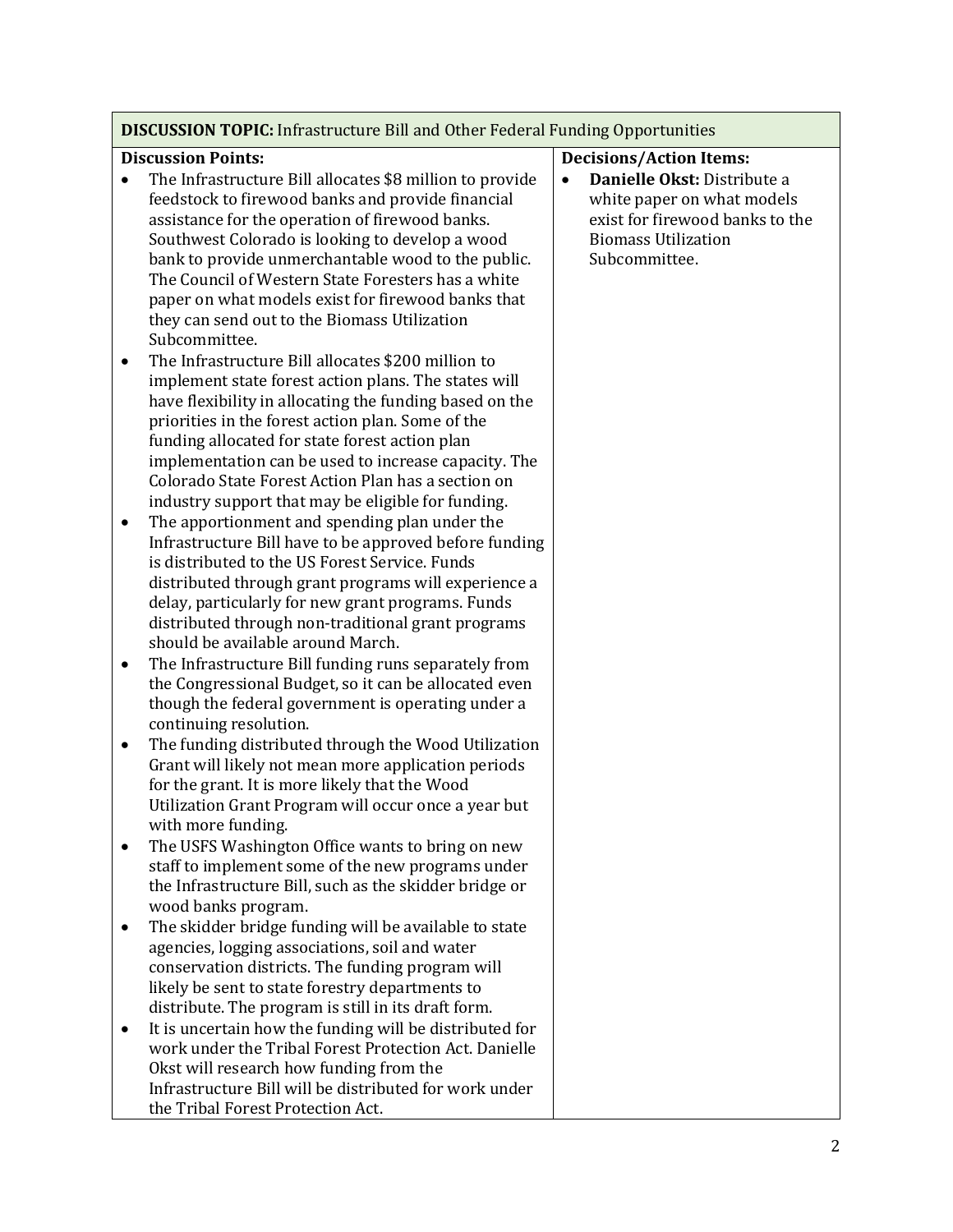| **DISCUSSION TOPIC:** Infrastructure Bill and Other Federal Funding Opportunities | |
|---|---|
| **Discussion Points:**<br>• The Infrastructure Bill allocates $8 million to provide feedstock to firewood banks and provide financial assistance for the operation of firewood banks. Southwest Colorado is looking to develop a wood bank to provide unmerchantable wood to the public. The Council of Western State Foresters has a white paper on what models exist for firewood banks that they can send out to the Biomass Utilization Subcommittee.<br>• The Infrastructure Bill allocates $200 million to implement state forest action plans. The states will have flexibility in allocating the funding based on the priorities in the forest action plan. Some of the funding allocated for state forest action plan implementation can be used to increase capacity. The Colorado State Forest Action Plan has a section on industry support that may be eligible for funding.<br>• The apportionment and spending plan under the Infrastructure Bill have to be approved before funding is distributed to the US Forest Service. Funds distributed through grant programs will experience a delay, particularly for new grant programs. Funds distributed through non-traditional grant programs should be available around March.<br>• The Infrastructure Bill funding runs separately from the Congressional Budget, so it can be allocated even though the federal government is operating under a continuing resolution.<br>• The funding distributed through the Wood Utilization Grant will likely not mean more application periods for the grant. It is more likely that the Wood Utilization Grant Program will occur once a year but with more funding.<br>• The USFS Washington Office wants to bring on new staff to implement some of the new programs under the Infrastructure Bill, such as the skidder bridge or wood banks program.<br>• The skidder bridge funding will be available to state agencies, logging associations, soil and water conservation districts. The funding program will likely be sent to state forestry departments to distribute. The program is still in its draft form.<br>• It is uncertain how the funding will be distributed for work under the Tribal Forest Protection Act. Danielle Okst will research how funding from the Infrastructure Bill will be distributed for work under the Tribal Forest Protection Act. | **Decisions/Action Items:**<br>• **Danielle Okst:** Distribute a white paper on what models exist for firewood banks to the Biomass Utilization Subcommittee. |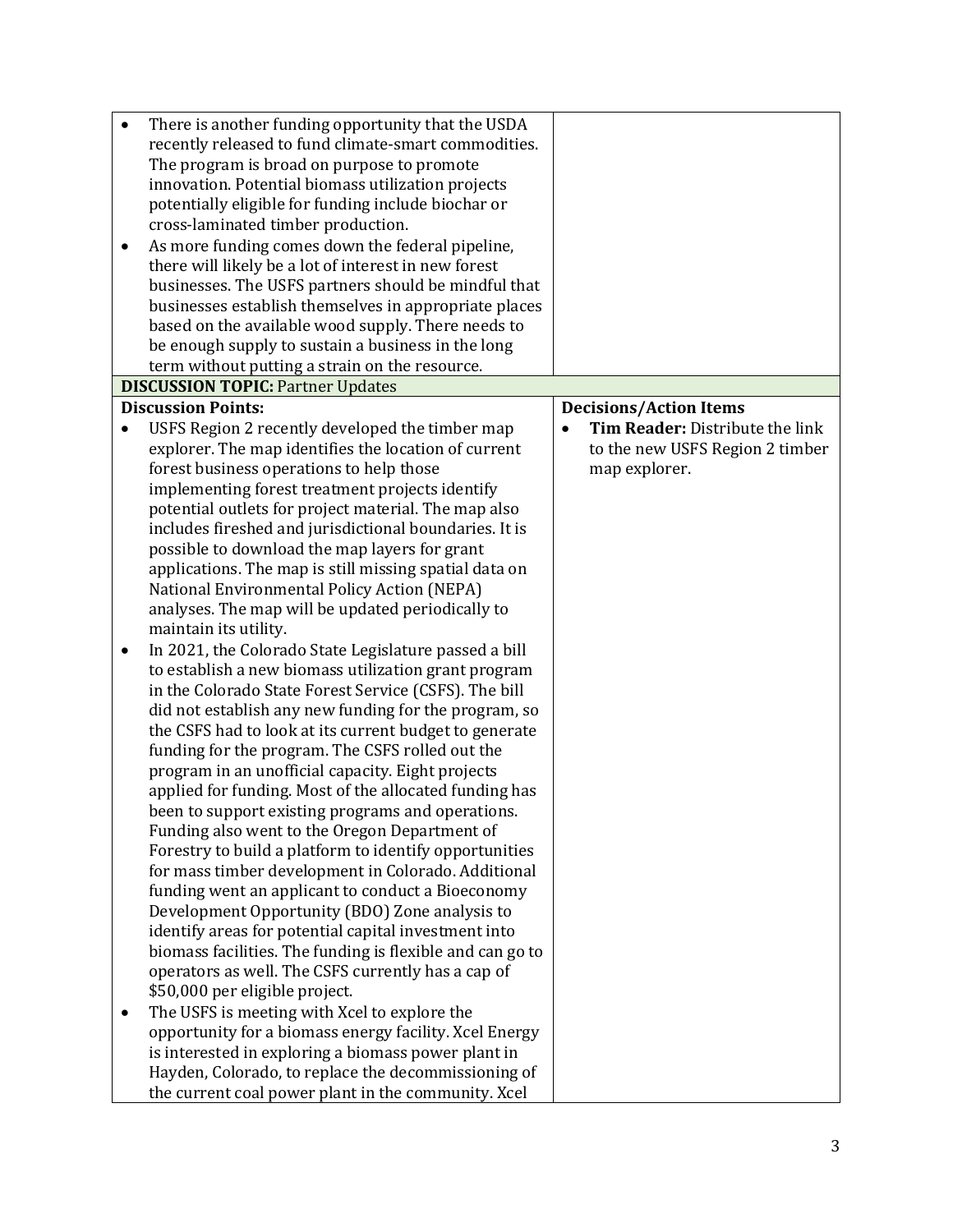| | |
|---|---|
| • There is another funding opportunity that the USDA recently released to fund climate-smart commodities. The program is broad on purpose to promote innovation. Potential biomass utilization projects potentially eligible for funding include biochar or cross-laminated timber production.<br>• As more funding comes down the federal pipeline, there will likely be a lot of interest in new forest businesses. The USFS partners should be mindful that businesses establish themselves in appropriate places based on the available wood supply. There needs to be enough supply to sustain a business in the long term without putting a strain on the resource. | |
| **DISCUSSION TOPIC:** Partner Updates | |
| **Discussion Points:**<br>• USFS Region 2 recently developed the timber map explorer. The map identifies the location of current forest business operations to help those implementing forest treatment projects identify potential outlets for project material. The map also includes fireshed and jurisdictional boundaries. It is possible to download the map layers for grant applications. The map is still missing spatial data on National Environmental Policy Action (NEPA) analyses. The map will be updated periodically to maintain its utility.<br>• In 2021, the Colorado State Legislature passed a bill to establish a new biomass utilization grant program in the Colorado State Forest Service (CSFS). The bill did not establish any new funding for the program, so the CSFS had to look at its current budget to generate funding for the program. The CSFS rolled out the program in an unofficial capacity. Eight projects applied for funding. Most of the allocated funding has been to support existing programs and operations. Funding also went to the Oregon Department of Forestry to build a platform to identify opportunities for mass timber development in Colorado. Additional funding went an applicant to conduct a Bioeconomy Development Opportunity (BDO) Zone analysis to identify areas for potential capital investment into biomass facilities. The funding is flexible and can go to operators as well. The CSFS currently has a cap of $50,000 per eligible project.<br>• The USFS is meeting with Xcel to explore the opportunity for a biomass energy facility. Xcel Energy is interested in exploring a biomass power plant in Hayden, Colorado, to replace the decommissioning of the current coal power plant in the community. Xcel | **Decisions/Action Items**<br>• **Tim Reader:** Distribute the link to the new USFS Region 2 timber map explorer. |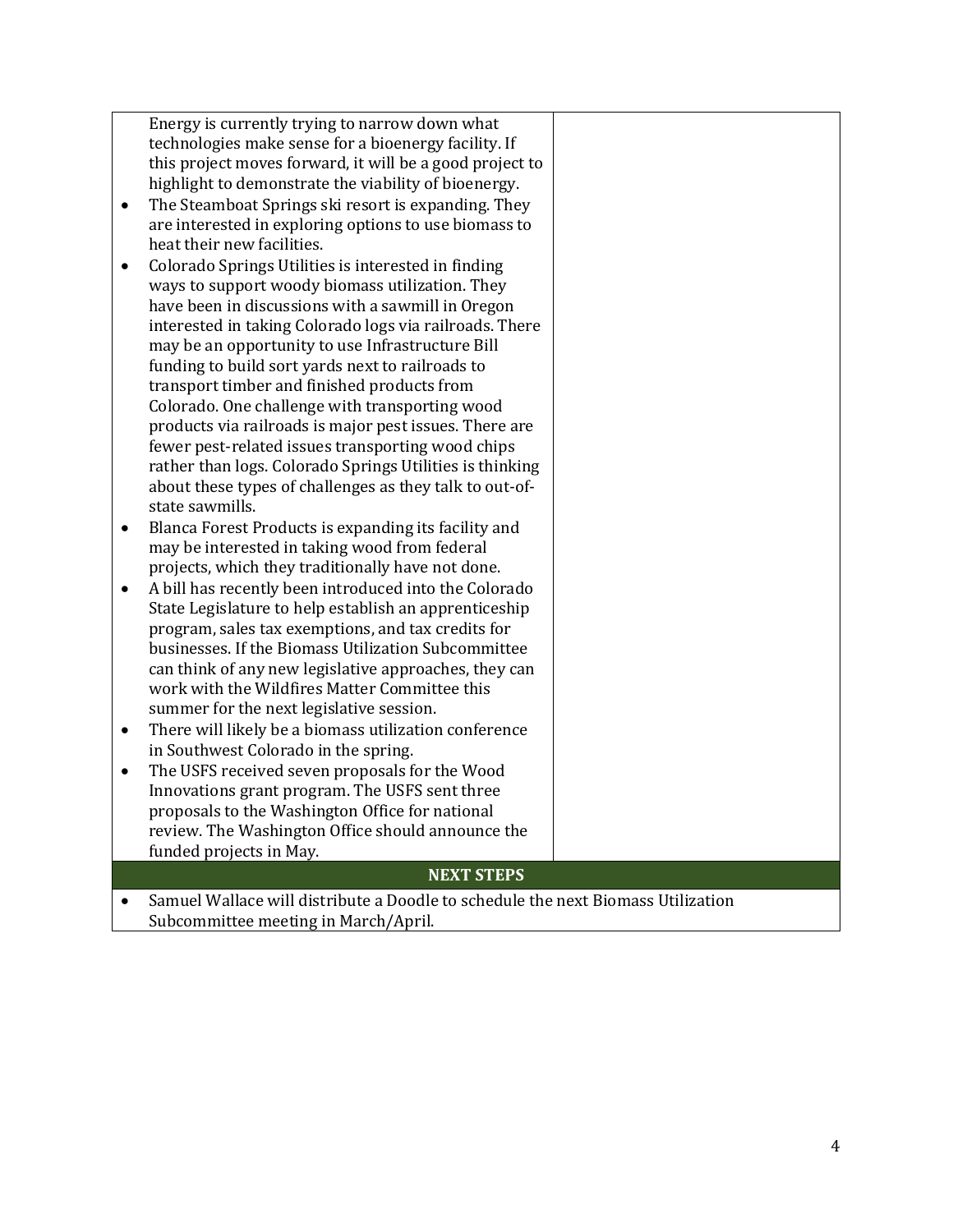| | |
|---|---|
| Energy is currently trying to narrow down what technologies make sense for a bioenergy facility. If this project moves forward, it will be a good project to highlight to demonstrate the viability of bioenergy.<br>• The Steamboat Springs ski resort is expanding. They are interested in exploring options to use biomass to heat their new facilities.<br>• Colorado Springs Utilities is interested in finding ways to support woody biomass utilization. They have been in discussions with a sawmill in Oregon interested in taking Colorado logs via railroads. There may be an opportunity to use Infrastructure Bill funding to build sort yards next to railroads to transport timber and finished products from Colorado. One challenge with transporting wood products via railroads is major pest issues. There are fewer pest-related issues transporting wood chips rather than logs. Colorado Springs Utilities is thinking about these types of challenges as they talk to out-of-state sawmills.<br>• Blanca Forest Products is expanding its facility and may be interested in taking wood from federal projects, which they traditionally have not done.<br>• A bill has recently been introduced into the Colorado State Legislature to help establish an apprenticeship program, sales tax exemptions, and tax credits for businesses. If the Biomass Utilization Subcommittee can think of any new legislative approaches, they can work with the Wildfires Matter Committee this summer for the next legislative session.<br>• There will likely be a biomass utilization conference in Southwest Colorado in the spring.<br>• The USFS received seven proposals for the Wood Innovations grant program. The USFS sent three proposals to the Washington Office for national review. The Washington Office should announce the funded projects in May. | |

## NEXT STEPS

- Samuel Wallace will distribute a Doodle to schedule the next Biomass Utilization Subcommittee meeting in March/April.